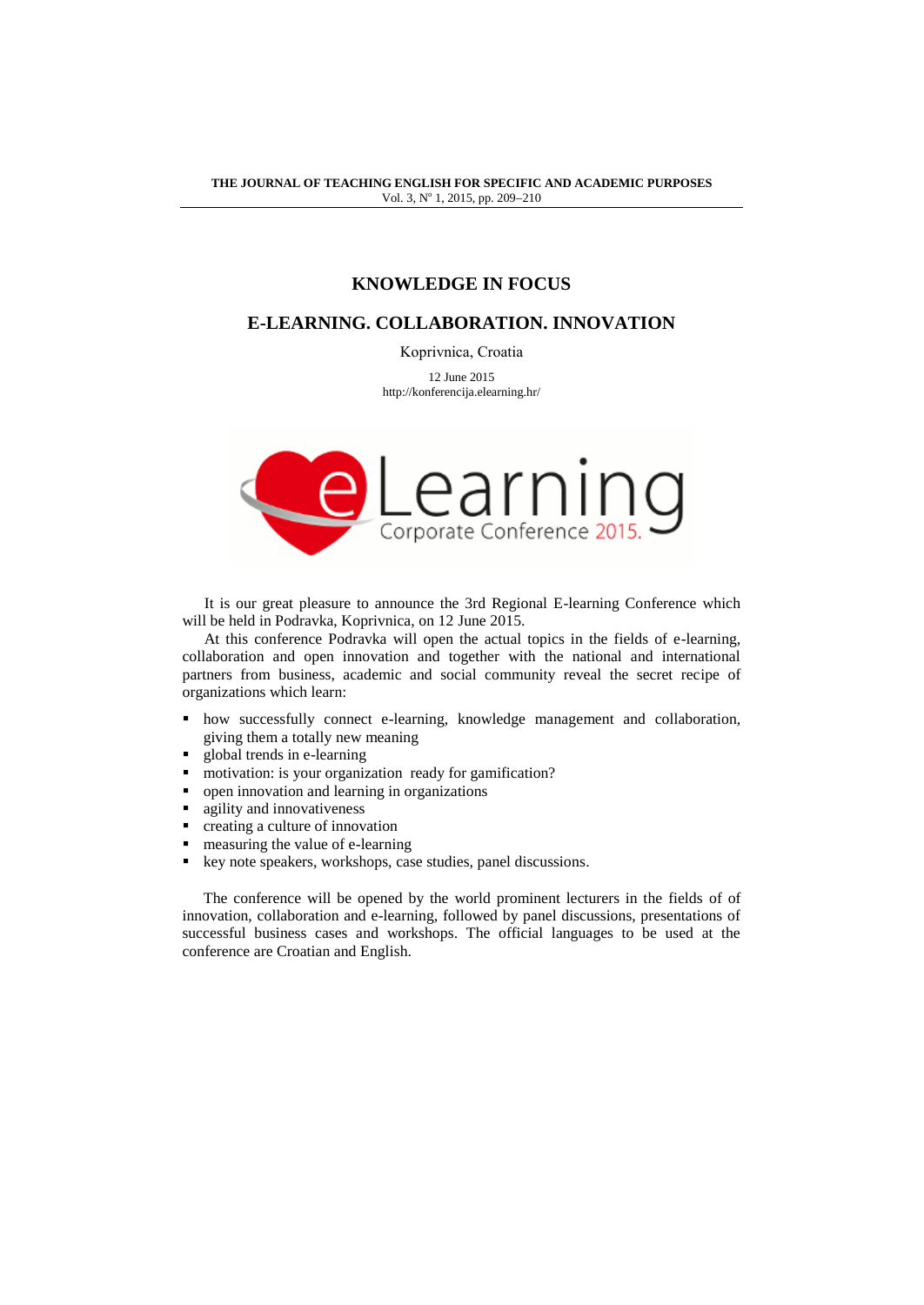# KNOWLEDGE IN FOCUS

## E-LEARNING. COLLABORATION. INNOVATION

Koprivnica, Croatia

12 June 2015
http://konferencija.elearning.hr/

It is our great pleasure to announce the 3rd Regional E-learning Conference which will be held in Podravka, Koprivnica, on 12 June 2015.

At this conference Podravka will open the actual topics in the fields of e-learning, collaboration and open innovation and together with the national and international partners from business, academic and social community reveal the secret recipe of organizations which learn:

- how successfully connect e-learning, knowledge management and collaboration, giving them a totally new meaning
- global trends in e-learning
- motivation: is your organization ready for gamification?
- open innovation and learning in organizations
- agility and innovativeness
- creating a culture of innovation
- measuring the value of e-learning
- key note speakers, workshops, case studies, panel discussions.

The conference will be opened by the world prominent lecturers in the fields of of innovation, collaboration and e-learning, followed by panel discussions, presentations of successful business cases and workshops. The official languages to be used at the conference are Croatian and English.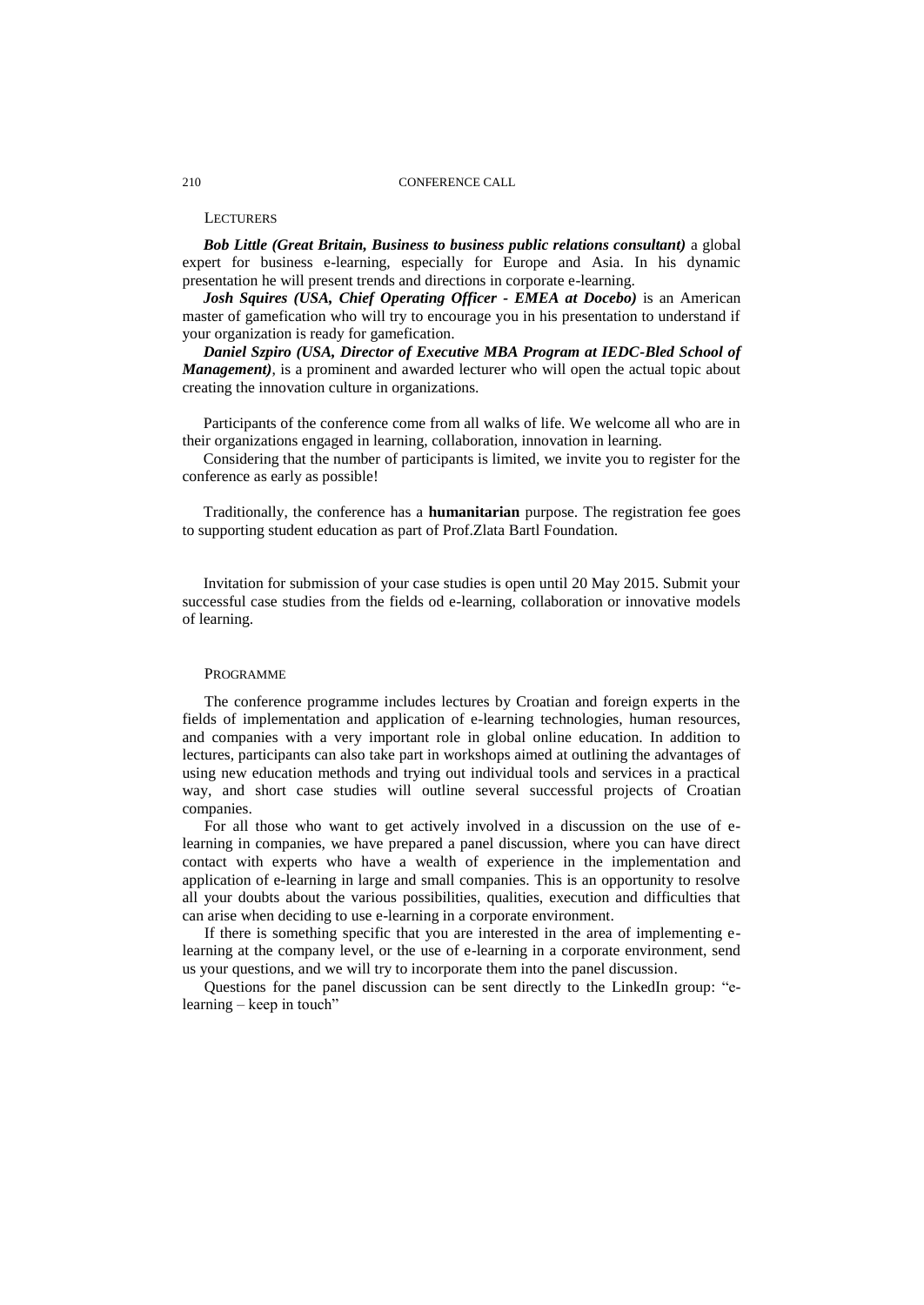## Lecturers

***Bob Little (Great Britain, Business to business public relations consultant)*** a global expert for business e-learning, especially for Europe and Asia. In his dynamic presentation he will present trends and directions in corporate e-learning.

***Josh Squires (USA, Chief Operating Officer - EMEA at Docebo)*** is an American master of gamefication who will try to encourage you in his presentation to understand if your organization is ready for gamefication.

***Daniel Szpiro (USA, Director of Executive MBA Program at IEDC-Bled School of Management)***, is a prominent and awarded lecturer who will open the actual topic about creating the innovation culture in organizations.

Participants of the conference come from all walks of life. We welcome all who are in their organizations engaged in learning, collaboration, innovation in learning.

Considering that the number of participants is limited, we invite you to register for the conference as early as possible!

Traditionally, the conference has a **humanitarian** purpose. The registration fee goes to supporting student education as part of Prof.Zlata Bartl Foundation.

Invitation for submission of your case studies is open until 20 May 2015. Submit your successful case studies from the fields od e-learning, collaboration or innovative models of learning.

## Programme

The conference programme includes lectures by Croatian and foreign experts in the fields of implementation and application of e-learning technologies, human resources, and companies with a very important role in global online education. In addition to lectures, participants can also take part in workshops aimed at outlining the advantages of using new education methods and trying out individual tools and services in a practical way, and short case studies will outline several successful projects of Croatian companies.

For all those who want to get actively involved in a discussion on the use of e-learning in companies, we have prepared a panel discussion, where you can have direct contact with experts who have a wealth of experience in the implementation and application of e-learning in large and small companies. This is an opportunity to resolve all your doubts about the various possibilities, qualities, execution and difficulties that can arise when deciding to use e-learning in a corporate environment.

If there is something specific that you are interested in the area of implementing e-learning at the company level, or the use of e-learning in a corporate environment, send us your questions, and we will try to incorporate them into the panel discussion.

Questions for the panel discussion can be sent directly to the LinkedIn group: "e-learning – keep in touch"